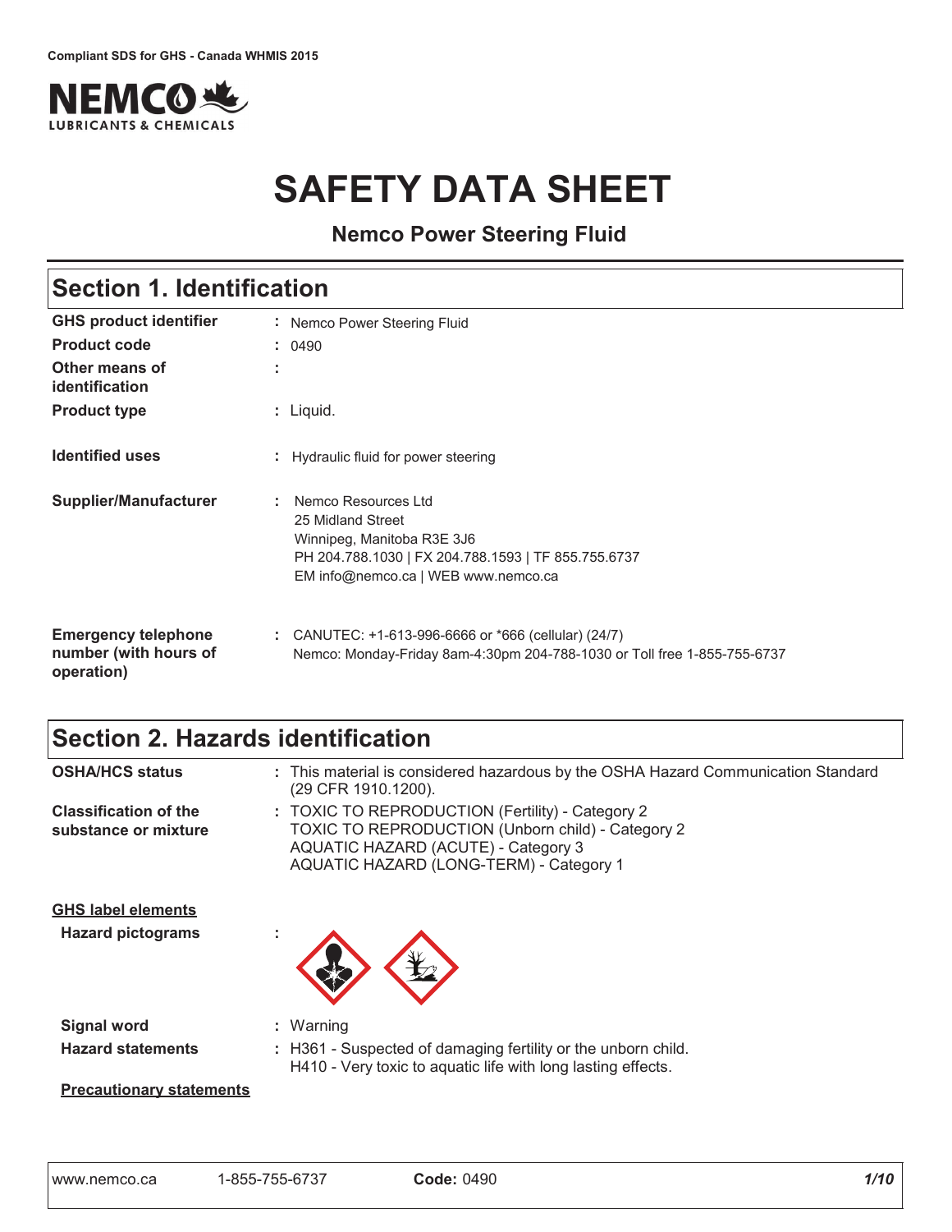Compliant SDS for GHS - Canada WHMIS 2015

NEMCO LUBRICANTS & CHEMICALS

# SAFETY DATA SHEET

**Nemco Power Steering Fluid**

## Section 1. Identification

| | |
|---|---|
| **GHS product identifier** | : Nemco Power Steering Fluid |
| **Product code** | : 0490 |
| **Other means of identification** | : |
| **Product type** | : Liquid. |
| **Identified uses** | : Hydraulic fluid for power steering |
| **Supplier/Manufacturer** | : Nemco Resources Ltd<br>25 Midland Street<br>Winnipeg, Manitoba R3E 3J6<br>PH 204.788.1030 \| FX 204.788.1593 \| TF 855.755.6737<br>EM info@nemco.ca \| WEB www.nemco.ca |
| **Emergency telephone number (with hours of operation)** | : CANUTEC: +1-613-996-6666 or *666 (cellular) (24/7)<br>Nemco: Monday-Friday 8am-4:30pm 204-788-1030 or Toll free 1-855-755-6737 |

## Section 2. Hazards identification

| | |
|---|---|
| **OSHA/HCS status** | : This material is considered hazardous by the OSHA Hazard Communication Standard (29 CFR 1910.1200). |
| **Classification of the substance or mixture** | : TOXIC TO REPRODUCTION (Fertility) - Category 2<br>TOXIC TO REPRODUCTION (Unborn child) - Category 2<br>AQUATIC HAZARD (ACUTE) - Category 3<br>AQUATIC HAZARD (LONG-TERM) - Category 1 |

**GHS label elements**

| | |
|---|---|
| **Hazard pictograms** | : |
| **Signal word** | : Warning |
| **Hazard statements** | : H361 - Suspected of damaging fertility or the unborn child.<br>H410 - Very toxic to aquatic life with long lasting effects. |

**Precautionary statements**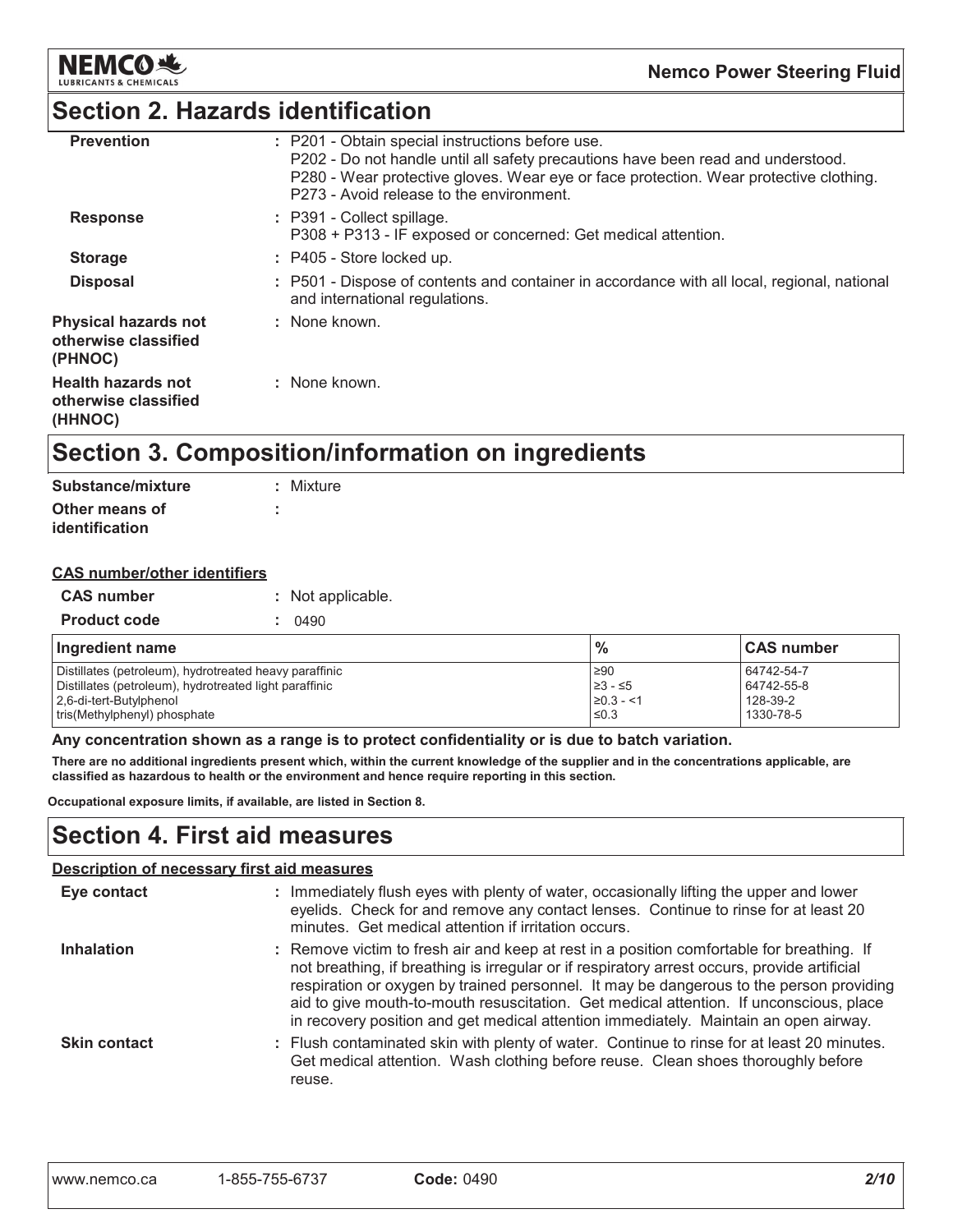## Section 2. Hazards identification

| | |
|---|---|
| **Prevention** | : P201 - Obtain special instructions before use. P202 - Do not handle until all safety precautions have been read and understood. P280 - Wear protective gloves. Wear eye or face protection. Wear protective clothing. P273 - Avoid release to the environment. |
| **Response** | : P391 - Collect spillage. P308 + P313 - IF exposed or concerned: Get medical attention. |
| **Storage** | : P405 - Store locked up. |
| **Disposal** | : P501 - Dispose of contents and container in accordance with all local, regional, national and international regulations. |
| **Physical hazards not otherwise classified (PHNOC)** | : None known. |
| **Health hazards not otherwise classified (HHNOC)** | : None known. |

## Section 3. Composition/information on ingredients

| | |
|---|---|
| **Substance/mixture** | : Mixture |
| **Other means of identification** | : |

**CAS number/other identifiers**

| | |
|---|---|
| **CAS number** | : Not applicable. |
| **Product code** | : 0490 |

| Ingredient name | % | CAS number |
|---|---|---|
| Distillates (petroleum), hydrotreated heavy paraffinic | ≥90 | 64742-54-7 |
| Distillates (petroleum), hydrotreated light paraffinic | ≥3 - ≤5 | 64742-55-8 |
| 2,6-di-tert-Butylphenol | ≥0.3 - <1 | 128-39-2 |
| tris(Methylphenyl) phosphate | ≤0.3 | 1330-78-5 |

**Any concentration shown as a range is to protect confidentiality or is due to batch variation.**

**There are no additional ingredients present which, within the current knowledge of the supplier and in the concentrations applicable, are classified as hazardous to health or the environment and hence require reporting in this section.**

**Occupational exposure limits, if available, are listed in Section 8.**

## Section 4. First aid measures

**Description of necessary first aid measures**

| | |
|---|---|
| **Eye contact** | : Immediately flush eyes with plenty of water, occasionally lifting the upper and lower eyelids. Check for and remove any contact lenses. Continue to rinse for at least 20 minutes. Get medical attention if irritation occurs. |
| **Inhalation** | : Remove victim to fresh air and keep at rest in a position comfortable for breathing. If not breathing, if breathing is irregular or if respiratory arrest occurs, provide artificial respiration or oxygen by trained personnel. It may be dangerous to the person providing aid to give mouth-to-mouth resuscitation. Get medical attention. If unconscious, place in recovery position and get medical attention immediately. Maintain an open airway. |
| **Skin contact** | : Flush contaminated skin with plenty of water. Continue to rinse for at least 20 minutes. Get medical attention. Wash clothing before reuse. Clean shoes thoroughly before reuse. |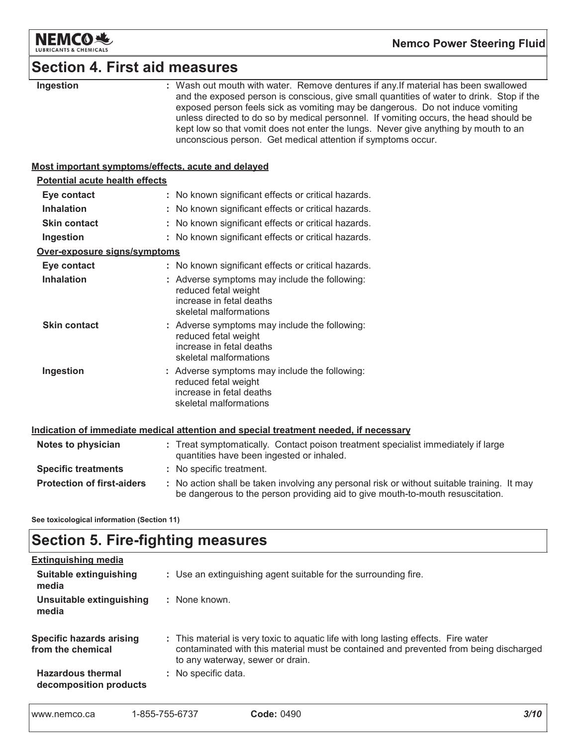## Section 4. First aid measures

| | |
|---|---|
| **Ingestion** | : Wash out mouth with water. Remove dentures if any.If material has been swallowed and the exposed person is conscious, give small quantities of water to drink. Stop if the exposed person feels sick as vomiting may be dangerous. Do not induce vomiting unless directed to do so by medical personnel. If vomiting occurs, the head should be kept low so that vomit does not enter the lungs. Never give anything by mouth to an unconscious person. Get medical attention if symptoms occur. |

### Most important symptoms/effects, acute and delayed

**Potential acute health effects**

| | |
|---|---|
| **Eye contact** | : No known significant effects or critical hazards. |
| **Inhalation** | : No known significant effects or critical hazards. |
| **Skin contact** | : No known significant effects or critical hazards. |
| **Ingestion** | : No known significant effects or critical hazards. |

**Over-exposure signs/symptoms**

| | |
|---|---|
| **Eye contact** | : No known significant effects or critical hazards. |
| **Inhalation** | : Adverse symptoms may include the following:<br>reduced fetal weight<br>increase in fetal deaths<br>skeletal malformations |
| **Skin contact** | : Adverse symptoms may include the following:<br>reduced fetal weight<br>increase in fetal deaths<br>skeletal malformations |
| **Ingestion** | : Adverse symptoms may include the following:<br>reduced fetal weight<br>increase in fetal deaths<br>skeletal malformations |

### Indication of immediate medical attention and special treatment needed, if necessary

| | |
|---|---|
| **Notes to physician** | : Treat symptomatically. Contact poison treatment specialist immediately if large quantities have been ingested or inhaled. |
| **Specific treatments** | : No specific treatment. |
| **Protection of first-aiders** | : No action shall be taken involving any personal risk or without suitable training. It may be dangerous to the person providing aid to give mouth-to-mouth resuscitation. |

**See toxicological information (Section 11)**

## Section 5. Fire-fighting measures

### Extinguishing media

| | |
|---|---|
| **Suitable extinguishing media** | : Use an extinguishing agent suitable for the surrounding fire. |
| **Unsuitable extinguishing media** | : None known. |
| **Specific hazards arising from the chemical** | : This material is very toxic to aquatic life with long lasting effects. Fire water contaminated with this material must be contained and prevented from being discharged to any waterway, sewer or drain. |
| **Hazardous thermal decomposition products** | : No specific data. |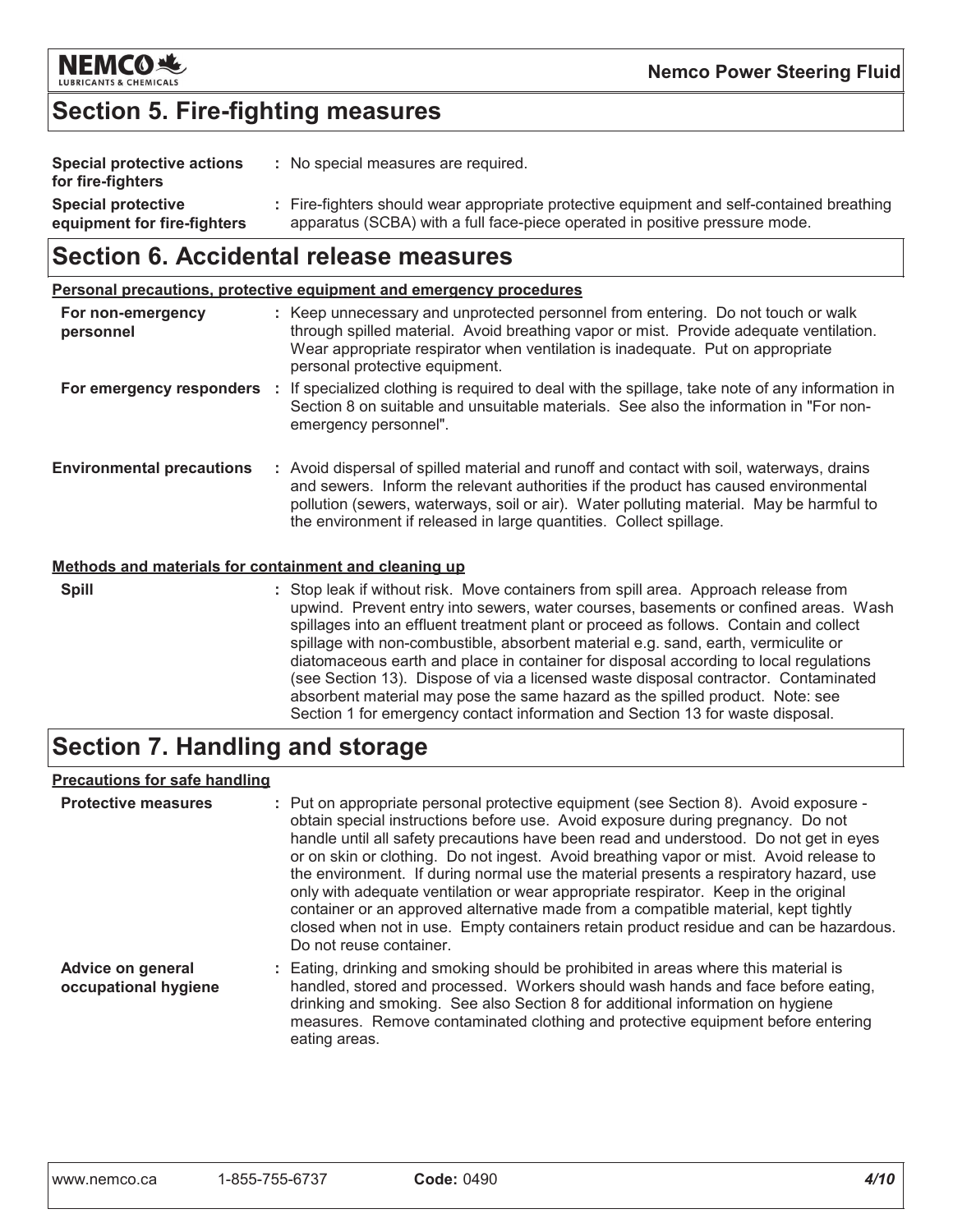## Section 5. Fire-fighting measures

| | |
|---|---|
| **Special protective actions for fire-fighters** | : No special measures are required. |
| **Special protective equipment for fire-fighters** | : Fire-fighters should wear appropriate protective equipment and self-contained breathing apparatus (SCBA) with a full face-piece operated in positive pressure mode. |

## Section 6. Accidental release measures

**Personal precautions, protective equipment and emergency procedures**

| | |
|---|---|
| **For non-emergency personnel** | : Keep unnecessary and unprotected personnel from entering. Do not touch or walk through spilled material. Avoid breathing vapor or mist. Provide adequate ventilation. Wear appropriate respirator when ventilation is inadequate. Put on appropriate personal protective equipment. |
| **For emergency responders** | : If specialized clothing is required to deal with the spillage, take note of any information in Section 8 on suitable and unsuitable materials. See also the information in "For non-emergency personnel". |
| **Environmental precautions** | : Avoid dispersal of spilled material and runoff and contact with soil, waterways, drains and sewers. Inform the relevant authorities if the product has caused environmental pollution (sewers, waterways, soil or air). Water polluting material. May be harmful to the environment if released in large quantities. Collect spillage. |

**Methods and materials for containment and cleaning up**

| | |
|---|---|
| **Spill** | : Stop leak if without risk. Move containers from spill area. Approach release from upwind. Prevent entry into sewers, water courses, basements or confined areas. Wash spillages into an effluent treatment plant or proceed as follows. Contain and collect spillage with non-combustible, absorbent material e.g. sand, earth, vermiculite or diatomaceous earth and place in container for disposal according to local regulations (see Section 13). Dispose of via a licensed waste disposal contractor. Contaminated absorbent material may pose the same hazard as the spilled product. Note: see Section 1 for emergency contact information and Section 13 for waste disposal. |

## Section 7. Handling and storage

**Precautions for safe handling**

| | |
|---|---|
| **Protective measures** | : Put on appropriate personal protective equipment (see Section 8). Avoid exposure - obtain special instructions before use. Avoid exposure during pregnancy. Do not handle until all safety precautions have been read and understood. Do not get in eyes or on skin or clothing. Do not ingest. Avoid breathing vapor or mist. Avoid release to the environment. If during normal use the material presents a respiratory hazard, use only with adequate ventilation or wear appropriate respirator. Keep in the original container or an approved alternative made from a compatible material, kept tightly closed when not in use. Empty containers retain product residue and can be hazardous. Do not reuse container. |
| **Advice on general occupational hygiene** | : Eating, drinking and smoking should be prohibited in areas where this material is handled, stored and processed. Workers should wash hands and face before eating, drinking and smoking. See also Section 8 for additional information on hygiene measures. Remove contaminated clothing and protective equipment before entering eating areas. |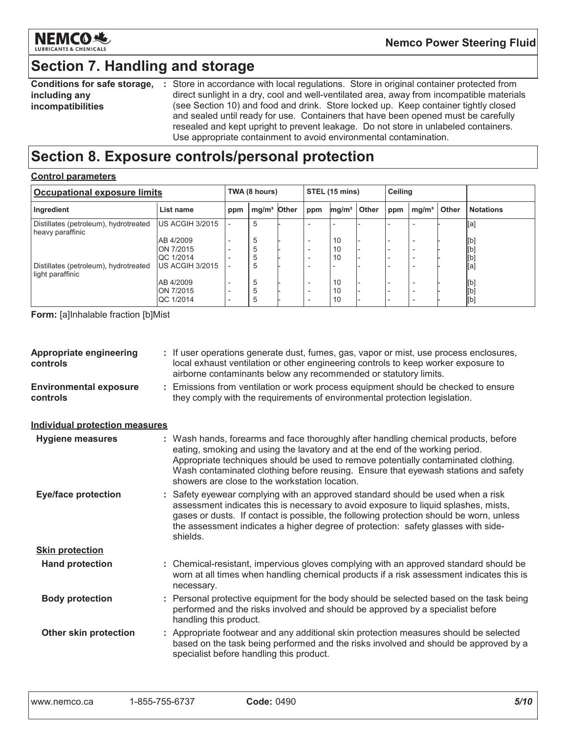## Section 7. Handling and storage

**Conditions for safe storage, including any incompatibilities** : Store in accordance with local regulations. Store in original container protected from direct sunlight in a dry, cool and well-ventilated area, away from incompatible materials (see Section 10) and food and drink. Store locked up. Keep container tightly closed and sealed until ready for use. Containers that have been opened must be carefully resealed and kept upright to prevent leakage. Do not store in unlabeled containers. Use appropriate containment to avoid environmental contamination.

## Section 8. Exposure controls/personal protection

**Control parameters**

| Occupational exposure limits | | TWA (8 hours) | | | STEL (15 mins) | | | Ceiling | | | |
|---|---|---|---|---|---|---|---|---|---|---|---|
| Ingredient | List name | ppm | mg/m³ | Other | ppm | mg/m³ | Other | ppm | mg/m³ | Other | Notations |
| Distillates (petroleum), hydrotreated heavy paraffinic | US ACGIH 3/2015 | - | 5 | - | - | - | - | - | - | - | [a] |
| | AB 4/2009 | - | 5 | - | - | 10 | - | - | - | - | [b] |
| | ON 7/2015 | - | 5 | - | - | 10 | - | - | - | - | [b] |
| | QC 1/2014 | - | 5 | - | - | 10 | - | - | - | - | [b] |
| Distillates (petroleum), hydrotreated light paraffinic | US ACGIH 3/2015 | - | 5 | - | - | - | - | - | - | - | [a] |
| | AB 4/2009 | - | 5 | - | - | 10 | - | - | - | - | [b] |
| | ON 7/2015 | - | 5 | - | - | 10 | - | - | - | - | [b] |
| | QC 1/2014 | - | 5 | - | - | 10 | - | - | - | - | [b] |

**Form:** [a]Inhalable fraction [b]Mist

**Appropriate engineering controls** : If user operations generate dust, fumes, gas, vapor or mist, use process enclosures, local exhaust ventilation or other engineering controls to keep worker exposure to airborne contaminants below any recommended or statutory limits.

**Environmental exposure controls** : Emissions from ventilation or work process equipment should be checked to ensure they comply with the requirements of environmental protection legislation.

**Individual protection measures**

**Hygiene measures** : Wash hands, forearms and face thoroughly after handling chemical products, before eating, smoking and using the lavatory and at the end of the working period. Appropriate techniques should be used to remove potentially contaminated clothing. Wash contaminated clothing before reusing. Ensure that eyewash stations and safety showers are close to the workstation location.

**Eye/face protection** : Safety eyewear complying with an approved standard should be used when a risk assessment indicates this is necessary to avoid exposure to liquid splashes, mists, gases or dusts. If contact is possible, the following protection should be worn, unless the assessment indicates a higher degree of protection: safety glasses with side-shields.

**Skin protection**

**Hand protection** : Chemical-resistant, impervious gloves complying with an approved standard should be worn at all times when handling chemical products if a risk assessment indicates this is necessary.

**Body protection** : Personal protective equipment for the body should be selected based on the task being performed and the risks involved and should be approved by a specialist before handling this product.

**Other skin protection** : Appropriate footwear and any additional skin protection measures should be selected based on the task being performed and the risks involved and should be approved by a specialist before handling this product.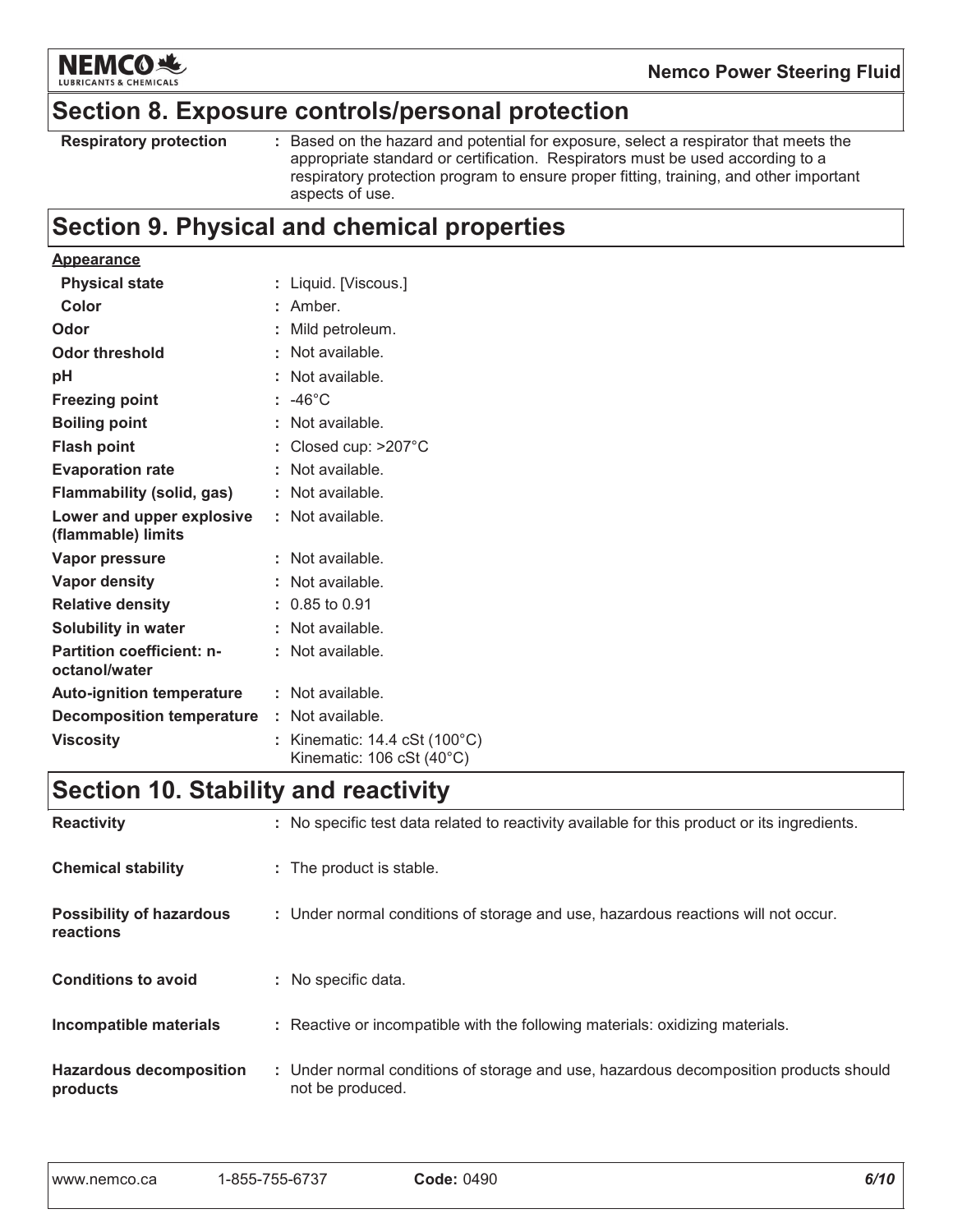## Section 8. Exposure controls/personal protection

| | |
|---|---|
| **Respiratory protection** | : Based on the hazard and potential for exposure, select a respirator that meets the appropriate standard or certification. Respirators must be used according to a respiratory protection program to ensure proper fitting, training, and other important aspects of use. |

## Section 9. Physical and chemical properties

**Appearance**

| | |
|---|---|
| **Physical state** | : Liquid. [Viscous.] |
| **Color** | : Amber. |
| **Odor** | : Mild petroleum. |
| **Odor threshold** | : Not available. |
| **pH** | : Not available. |
| **Freezing point** | : -46°C |
| **Boiling point** | : Not available. |
| **Flash point** | : Closed cup: >207°C |
| **Evaporation rate** | : Not available. |
| **Flammability (solid, gas)** | : Not available. |
| **Lower and upper explosive (flammable) limits** | : Not available. |
| **Vapor pressure** | : Not available. |
| **Vapor density** | : Not available. |
| **Relative density** | : 0.85 to 0.91 |
| **Solubility in water** | : Not available. |
| **Partition coefficient: n-octanol/water** | : Not available. |
| **Auto-ignition temperature** | : Not available. |
| **Decomposition temperature** | : Not available. |
| **Viscosity** | : Kinematic: 14.4 cSt (100°C)<br>Kinematic: 106 cSt (40°C) |

## Section 10. Stability and reactivity

| | |
|---|---|
| **Reactivity** | : No specific test data related to reactivity available for this product or its ingredients. |
| **Chemical stability** | : The product is stable. |
| **Possibility of hazardous reactions** | : Under normal conditions of storage and use, hazardous reactions will not occur. |
| **Conditions to avoid** | : No specific data. |
| **Incompatible materials** | : Reactive or incompatible with the following materials: oxidizing materials. |
| **Hazardous decomposition products** | : Under normal conditions of storage and use, hazardous decomposition products should not be produced. |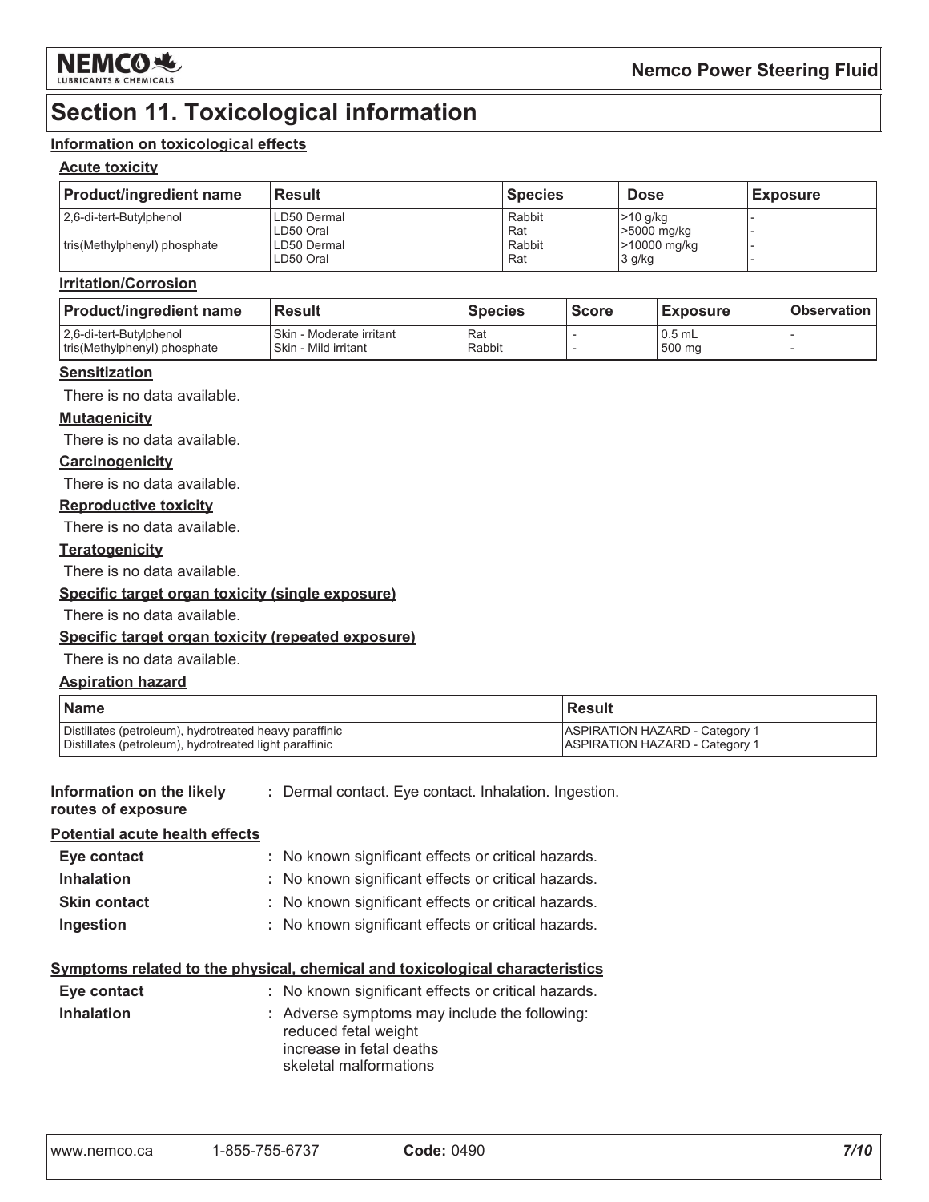# Section 11. Toxicological information

### Information on toxicological effects

#### Acute toxicity

| Product/ingredient name | Result | Species | Dose | Exposure |
|---|---|---|---|---|
| 2,6-di-tert-Butylphenol | LD50 Dermal | Rabbit | >10 g/kg | - |
| | LD50 Oral | Rat | >5000 mg/kg | - |
| tris(Methylphenyl) phosphate | LD50 Dermal | Rabbit | >10000 mg/kg | - |
| | LD50 Oral | Rat | 3 g/kg | - |

#### Irritation/Corrosion

| Product/ingredient name | Result | Species | Score | Exposure | Observation |
|---|---|---|---|---|---|
| 2,6-di-tert-Butylphenol | Skin - Moderate irritant | Rat | - | 0.5 mL | - |
| tris(Methylphenyl) phosphate | Skin - Mild irritant | Rabbit | - | 500 mg | - |

#### Sensitization

There is no data available.

#### Mutagenicity

There is no data available.

#### Carcinogenicity

There is no data available.

#### Reproductive toxicity

There is no data available.

#### Teratogenicity

There is no data available.

#### Specific target organ toxicity (single exposure)

There is no data available.

#### Specific target organ toxicity (repeated exposure)

There is no data available.

#### Aspiration hazard

| Name | Result |
|---|---|
| Distillates (petroleum), hydrotreated heavy paraffinic | ASPIRATION HAZARD - Category 1 |
| Distillates (petroleum), hydrotreated light paraffinic | ASPIRATION HAZARD - Category 1 |

**Information on the likely routes of exposure** : Dermal contact. Eye contact. Inhalation. Ingestion.

#### Potential acute health effects

**Eye contact** : No known significant effects or critical hazards.

**Inhalation** : No known significant effects or critical hazards.

**Skin contact** : No known significant effects or critical hazards.

**Ingestion** : No known significant effects or critical hazards.

#### Symptoms related to the physical, chemical and toxicological characteristics

**Eye contact** : No known significant effects or critical hazards.

**Inhalation** : Adverse symptoms may include the following:
reduced fetal weight
increase in fetal deaths
skeletal malformations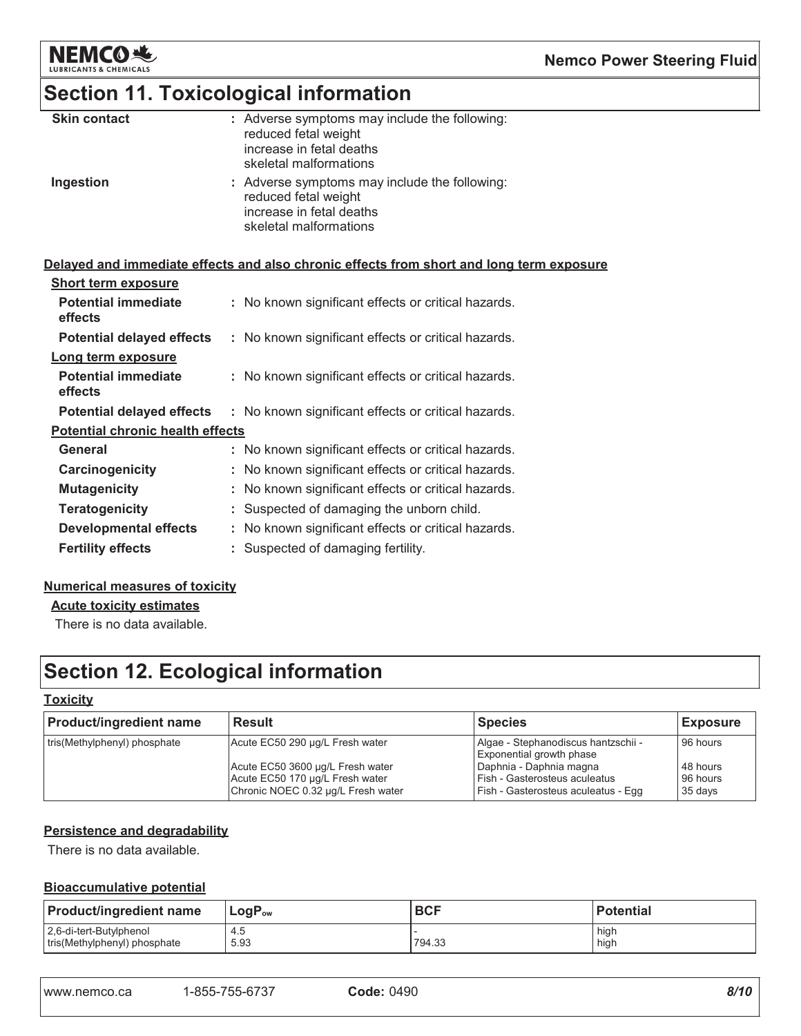## Section 11. Toxicological information

**Skin contact** : Adverse symptoms may include the following:
reduced fetal weight
increase in fetal deaths
skeletal malformations

**Ingestion** : Adverse symptoms may include the following:
reduced fetal weight
increase in fetal deaths
skeletal malformations

**Delayed and immediate effects and also chronic effects from short and long term exposure**

**Short term exposure**

**Potential immediate effects** : No known significant effects or critical hazards.

**Potential delayed effects** : No known significant effects or critical hazards.

**Long term exposure**

**Potential immediate effects** : No known significant effects or critical hazards.

**Potential delayed effects** : No known significant effects or critical hazards.

**Potential chronic health effects**

**General** : No known significant effects or critical hazards.

**Carcinogenicity** : No known significant effects or critical hazards.

**Mutagenicity** : No known significant effects or critical hazards.

**Teratogenicity** : Suspected of damaging the unborn child.

**Developmental effects** : No known significant effects or critical hazards.

**Fertility effects** : Suspected of damaging fertility.

**Numerical measures of toxicity**

**Acute toxicity estimates**

There is no data available.

## Section 12. Ecological information

**Toxicity**

| Product/ingredient name | Result | Species | Exposure |
|---|---|---|---|
| tris(Methylphenyl) phosphate | Acute EC50 290 µg/L Fresh water | Algae - Stephanodiscus hantzschii - Exponential growth phase | 96 hours |
| | Acute EC50 3600 µg/L Fresh water | Daphnia - Daphnia magna | 48 hours |
| | Acute EC50 170 µg/L Fresh water | Fish - Gasterosteus aculeatus | 96 hours |
| | Chronic NOEC 0.32 µg/L Fresh water | Fish - Gasterosteus aculeatus - Egg | 35 days |

**Persistence and degradability**

There is no data available.

**Bioaccumulative potential**

| Product/ingredient name | $LogP_{ow}$ | BCF | Potential |
|---|---|---|---|
| 2,6-di-tert-Butylphenol | 4.5 | - | high |
| tris(Methylphenyl) phosphate | 5.93 | 794.33 | high |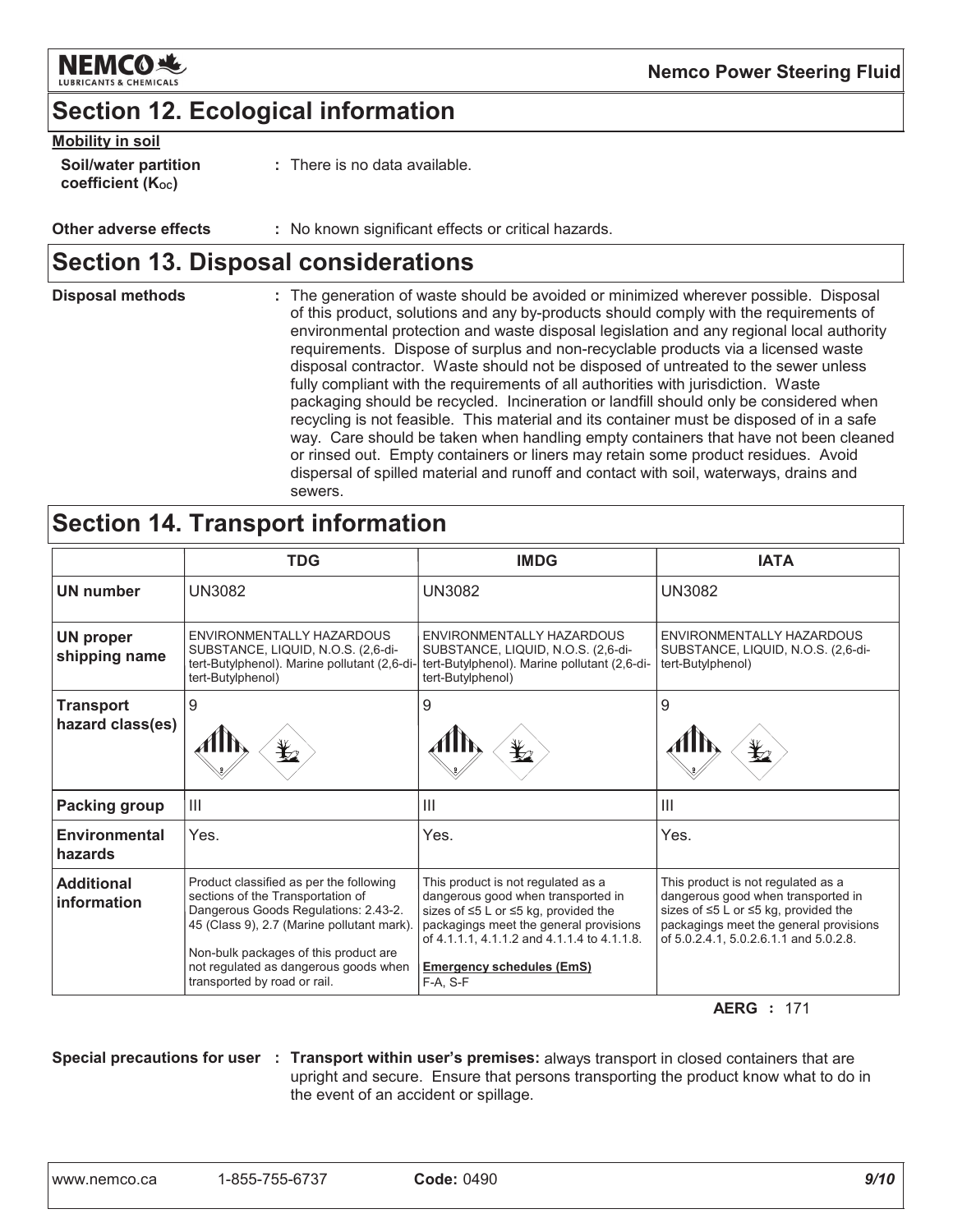## Section 12. Ecological information

**Mobility in soil**

**Soil/water partition coefficient ($K_{OC}$)** : There is no data available.

**Other adverse effects** : No known significant effects or critical hazards.

## Section 13. Disposal considerations

**Disposal methods** : The generation of waste should be avoided or minimized wherever possible. Disposal of this product, solutions and any by-products should comply with the requirements of environmental protection and waste disposal legislation and any regional local authority requirements. Dispose of surplus and non-recyclable products via a licensed waste disposal contractor. Waste should not be disposed of untreated to the sewer unless fully compliant with the requirements of all authorities with jurisdiction. Waste packaging should be recycled. Incineration or landfill should only be considered when recycling is not feasible. This material and its container must be disposed of in a safe way. Care should be taken when handling empty containers that have not been cleaned or rinsed out. Empty containers or liners may retain some product residues. Avoid dispersal of spilled material and runoff and contact with soil, waterways, drains and sewers.

## Section 14. Transport information

| | TDG | IMDG | IATA |
|---|---|---|---|
| **UN number** | UN3082 | UN3082 | UN3082 |
| **UN proper shipping name** | ENVIRONMENTALLY HAZARDOUS SUBSTANCE, LIQUID, N.O.S. (2,6-di-tert-Butylphenol). Marine pollutant (2,6-di-tert-Butylphenol) | ENVIRONMENTALLY HAZARDOUS SUBSTANCE, LIQUID, N.O.S. (2,6-di-tert-Butylphenol). Marine pollutant (2,6-di-tert-Butylphenol) | ENVIRONMENTALLY HAZARDOUS SUBSTANCE, LIQUID, N.O.S. (2,6-di-tert-Butylphenol) |
| **Transport hazard class(es)** | 9 | 9 | 9 |
| **Packing group** | III | III | III |
| **Environmental hazards** | Yes. | Yes. | Yes. |
| **Additional information** | Product classified as per the following sections of the Transportation of Dangerous Goods Regulations: 2.43-2.45 (Class 9), 2.7 (Marine pollutant mark). Non-bulk packages of this product are not regulated as dangerous goods when transported by road or rail. | This product is not regulated as a dangerous good when transported in sizes of ≤5 L or ≤5 kg, provided the packagings meet the general provisions of 4.1.1.1, 4.1.1.2 and 4.1.1.4 to 4.1.1.8. **Emergency schedules (EmS)** F-A, S-F | This product is not regulated as a dangerous good when transported in sizes of ≤5 L or ≤5 kg, provided the packagings meet the general provisions of 5.0.2.4.1, 5.0.2.6.1.1 and 5.0.2.8. |

**AERG** : 171

**Special precautions for user** : **Transport within user's premises:** always transport in closed containers that are upright and secure. Ensure that persons transporting the product know what to do in the event of an accident or spillage.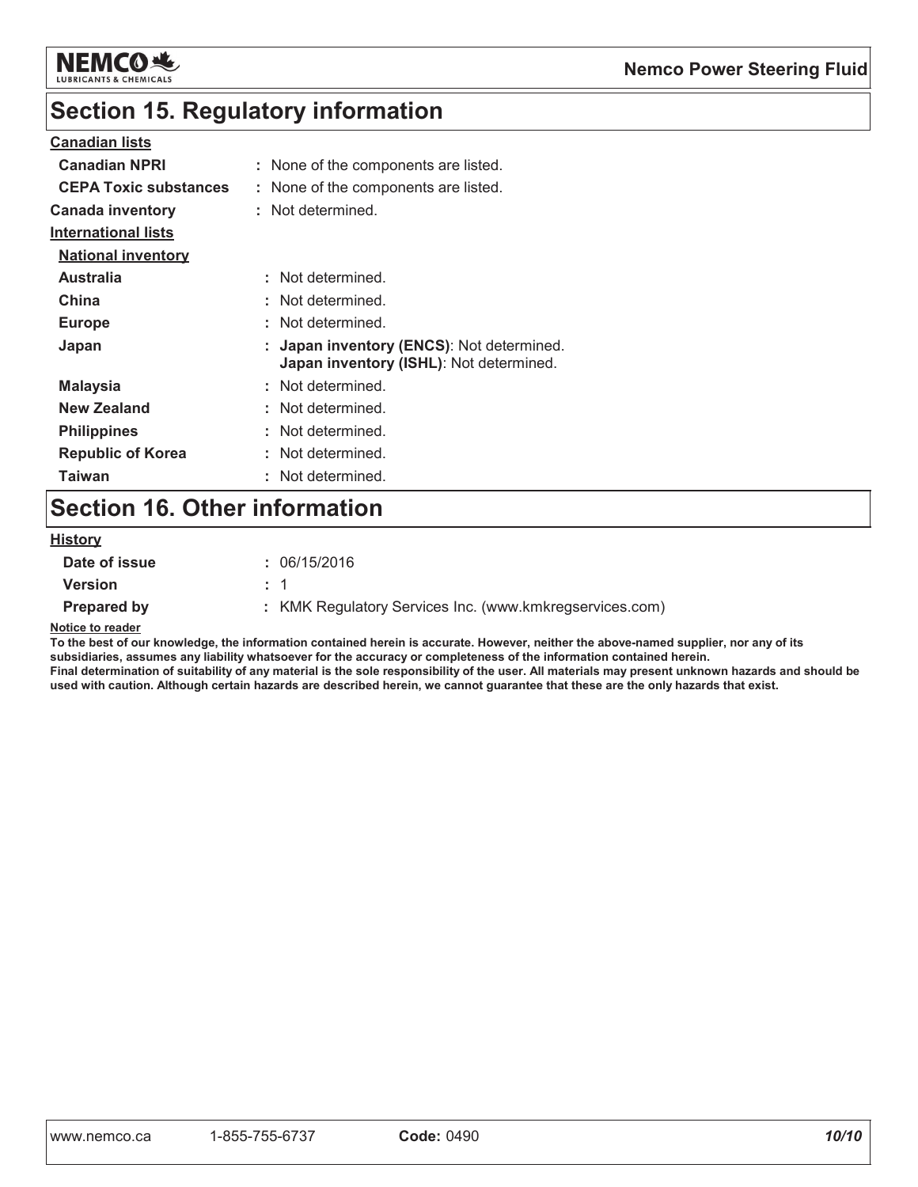## Section 15. Regulatory information

**Canadian lists**

| | |
|---|---|
| **Canadian NPRI** | : None of the components are listed. |
| **CEPA Toxic substances** | : None of the components are listed. |
| **Canada inventory** | : Not determined. |

**International lists**

**National inventory**

| | |
|---|---|
| **Australia** | : Not determined. |
| **China** | : Not determined. |
| **Europe** | : Not determined. |
| **Japan** | : **Japan inventory (ENCS)**: Not determined. **Japan inventory (ISHL)**: Not determined. |
| **Malaysia** | : Not determined. |
| **New Zealand** | : Not determined. |
| **Philippines** | : Not determined. |
| **Republic of Korea** | : Not determined. |
| **Taiwan** | : Not determined. |

## Section 16. Other information

**History**

| | |
|---|---|
| **Date of issue** | : 06/15/2016 |
| **Version** | : 1 |
| **Prepared by** | : KMK Regulatory Services Inc. (www.kmkregservices.com) |

**Notice to reader**

**To the best of our knowledge, the information contained herein is accurate. However, neither the above-named supplier, nor any of its subsidiaries, assumes any liability whatsoever for the accuracy or completeness of the information contained herein.**
**Final determination of suitability of any material is the sole responsibility of the user. All materials may present unknown hazards and should be used with caution. Although certain hazards are described herein, we cannot guarantee that these are the only hazards that exist.**